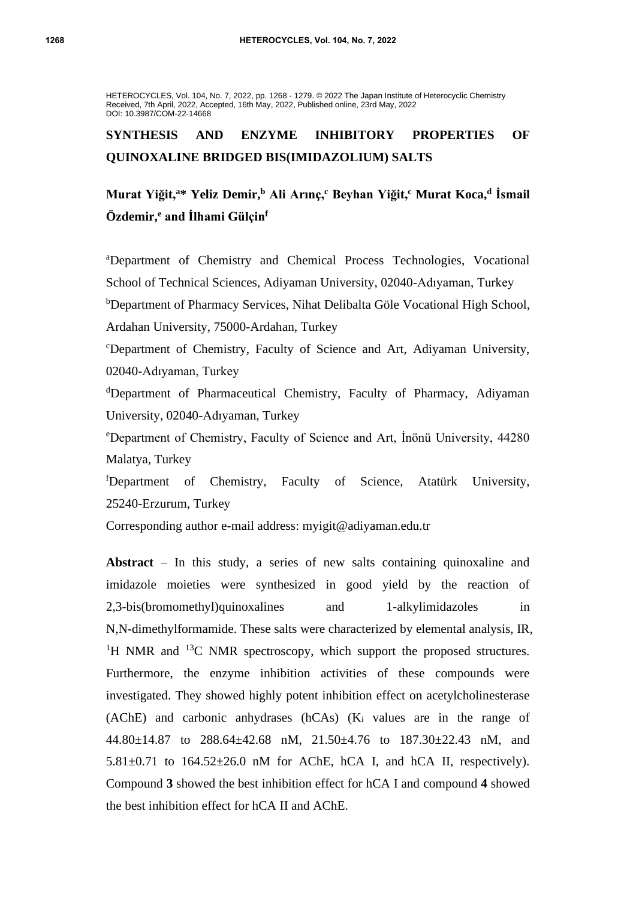HETEROCYCLES, Vol. 104, No. 7, 2022, pp. 1268 - 1279. © 2022 The Japan Institute of Heterocyclic Chemistry
Received, 7th April, 2022, Accepted, 16th May, 2022, Published online, 23rd May, 2022
DOI: 10.3987/COM-22-14668

# SYNTHESIS AND ENZYME INHIBITORY PROPERTIES OF QUINOXALINE BRIDGED BIS(IMIDAZOLIUM) SALTS

**Murat Yiğit,[a]* Yeliz Demir,[b] Ali Arınç,[c] Beyhan Yiğit,[c] Murat Koca,[d] İsmail Özdemir,[e] and İlhami Gülçin[f]**

[a]Department of Chemistry and Chemical Process Technologies, Vocational School of Technical Sciences, Adiyaman University, 02040-Adıyaman, Turkey

[b]Department of Pharmacy Services, Nihat Delibalta Göle Vocational High School, Ardahan University, 75000-Ardahan, Turkey

[c]Department of Chemistry, Faculty of Science and Art, Adiyaman University, 02040-Adıyaman, Turkey

[d]Department of Pharmaceutical Chemistry, Faculty of Pharmacy, Adiyaman University, 02040-Adıyaman, Turkey

[e]Department of Chemistry, Faculty of Science and Art, İnönü University, 44280 Malatya, Turkey

[f]Department of Chemistry, Faculty of Science, Atatürk University, 25240-Erzurum, Turkey

Corresponding author e-mail address: myigit@adiyaman.edu.tr

**Abstract** – In this study, a series of new salts containing quinoxaline and imidazole moieties were synthesized in good yield by the reaction of 2,3-bis(bromomethyl)quinoxalines and 1-alkylimidazoles in N,N-dimethylformamide. These salts were characterized by elemental analysis, IR, $^{1}$H NMR and $^{13}$C NMR spectroscopy, which support the proposed structures. Furthermore, the enzyme inhibition activities of these compounds were investigated. They showed highly potent inhibition effect on acetylcholinesterase (AChE) and carbonic anhydrases (hCAs) ($K_i$ values are in the range of 44.80±14.87 to 288.64±42.68 nM, 21.50±4.76 to 187.30±22.43 nM, and 5.81±0.71 to 164.52±26.0 nM for AChE, hCA I, and hCA II, respectively). Compound **3** showed the best inhibition effect for hCA I and compound **4** showed the best inhibition effect for hCA II and AChE.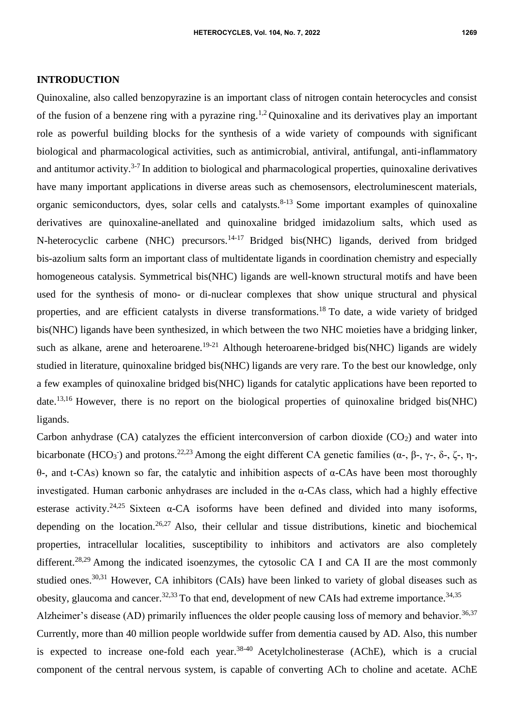## INTRODUCTION

Quinoxaline, also called benzopyrazine is an important class of nitrogen contain heterocycles and consist of the fusion of a benzene ring with a pyrazine ring.[1,2] Quinoxaline and its derivatives play an important role as powerful building blocks for the synthesis of a wide variety of compounds with significant biological and pharmacological activities, such as antimicrobial, antiviral, antifungal, anti-inflammatory and antitumor activity.[3-7] In addition to biological and pharmacological properties, quinoxaline derivatives have many important applications in diverse areas such as chemosensors, electroluminescent materials, organic semiconductors, dyes, solar cells and catalysts.[8-13] Some important examples of quinoxaline derivatives are quinoxaline-anellated and quinoxaline bridged imidazolium salts, which used as N-heterocyclic carbene (NHC) precursors.[14-17] Bridged bis(NHC) ligands, derived from bridged bis-azolium salts form an important class of multidentate ligands in coordination chemistry and especially homogeneous catalysis. Symmetrical bis(NHC) ligands are well-known structural motifs and have been used for the synthesis of mono- or di-nuclear complexes that show unique structural and physical properties, and are efficient catalysts in diverse transformations.[18] To date, a wide variety of bridged bis(NHC) ligands have been synthesized, in which between the two NHC moieties have a bridging linker, such as alkane, arene and heteroarene.[19-21] Although heteroarene-bridged bis(NHC) ligands are widely studied in literature, quinoxaline bridged bis(NHC) ligands are very rare. To the best our knowledge, only a few examples of quinoxaline bridged bis(NHC) ligands for catalytic applications have been reported to date.[13,16] However, there is no report on the biological properties of quinoxaline bridged bis(NHC) ligands.

Carbon anhydrase (CA) catalyzes the efficient interconversion of carbon dioxide ($CO_2$) and water into bicarbonate ($HCO_3^-$) and protons.[22,23] Among the eight different CA genetic families (α-, β-, γ-, δ-, ζ-, η-, θ-, and t-CAs) known so far, the catalytic and inhibition aspects of α-CAs have been most thoroughly investigated. Human carbonic anhydrases are included in the α-CAs class, which had a highly effective esterase activity.[24,25] Sixteen α-CA isoforms have been defined and divided into many isoforms, depending on the location.[26,27] Also, their cellular and tissue distributions, kinetic and biochemical properties, intracellular localities, susceptibility to inhibitors and activators are also completely different.[28,29] Among the indicated isoenzymes, the cytosolic CA I and CA II are the most commonly studied ones.[30,31] However, CA inhibitors (CAIs) have been linked to variety of global diseases such as obesity, glaucoma and cancer.[32,33] To that end, development of new CAIs had extreme importance.[34,35]

Alzheimer's disease (AD) primarily influences the older people causing loss of memory and behavior.[36,37] Currently, more than 40 million people worldwide suffer from dementia caused by AD. Also, this number is expected to increase one-fold each year.[38-40] Acetylcholinesterase (AChE), which is a crucial component of the central nervous system, is capable of converting ACh to choline and acetate. AChE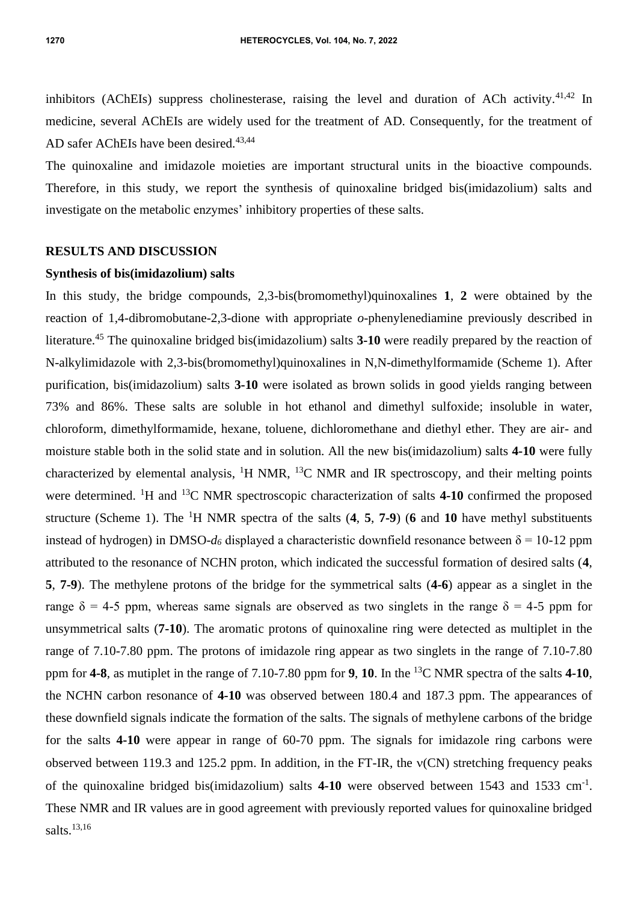inhibitors (AChEIs) suppress cholinesterase, raising the level and duration of ACh activity.[41,42] In medicine, several AChEIs are widely used for the treatment of AD. Consequently, for the treatment of AD safer AChEIs have been desired.[43,44]

The quinoxaline and imidazole moieties are important structural units in the bioactive compounds. Therefore, in this study, we report the synthesis of quinoxaline bridged bis(imidazolium) salts and investigate on the metabolic enzymes' inhibitory properties of these salts.

## RESULTS AND DISCUSSION

### Synthesis of bis(imidazolium) salts

In this study, the bridge compounds, 2,3-bis(bromomethyl)quinoxalines **1**, **2** were obtained by the reaction of 1,4-dibromobutane-2,3-dione with appropriate *o*-phenylenediamine previously described in literature.[45] The quinoxaline bridged bis(imidazolium) salts **3-10** were readily prepared by the reaction of N-alkylimidazole with 2,3-bis(bromomethyl)quinoxalines in N,N-dimethylformamide (Scheme 1). After purification, bis(imidazolium) salts **3-10** were isolated as brown solids in good yields ranging between 73% and 86%. These salts are soluble in hot ethanol and dimethyl sulfoxide; insoluble in water, chloroform, dimethylformamide, hexane, toluene, dichloromethane and diethyl ether. They are air- and moisture stable both in the solid state and in solution. All the new bis(imidazolium) salts **4-10** were fully characterized by elemental analysis, $^{1}$H NMR, $^{13}$C NMR and IR spectroscopy, and their melting points were determined. $^{1}$H and $^{13}$C NMR spectroscopic characterization of salts **4-10** confirmed the proposed structure (Scheme 1). The $^{1}$H NMR spectra of the salts (**4**, **5**, **7-9**) (**6** and **10** have methyl substituents instead of hydrogen) in DMSO-$d_6$ displayed a characteristic downfield resonance between $\delta$ = 10-12 ppm attributed to the resonance of NCHN proton, which indicated the successful formation of desired salts (**4**, **5**, **7-9**). The methylene protons of the bridge for the symmetrical salts (**4-6**) appear as a singlet in the range $\delta$ = 4-5 ppm, whereas same signals are observed as two singlets in the range $\delta$ = 4-5 ppm for unsymmetrical salts (**7-10**). The aromatic protons of quinoxaline ring were detected as multiplet in the range of 7.10-7.80 ppm. The protons of imidazole ring appear as two singlets in the range of 7.10-7.80 ppm for **4-8**, as mutiplet in the range of 7.10-7.80 ppm for **9**, **10**. In the $^{13}$C NMR spectra of the salts **4-10**, the N*C*HN carbon resonance of **4-10** was observed between 180.4 and 187.3 ppm. The appearances of these downfield signals indicate the formation of the salts. The signals of methylene carbons of the bridge for the salts **4-10** were appear in range of 60-70 ppm. The signals for imidazole ring carbons were observed between 119.3 and 125.2 ppm. In addition, in the FT-IR, the ν(CN) stretching frequency peaks of the quinoxaline bridged bis(imidazolium) salts **4-10** were observed between 1543 and 1533 cm$^{-1}$. These NMR and IR values are in good agreement with previously reported values for quinoxaline bridged salts.[13,16]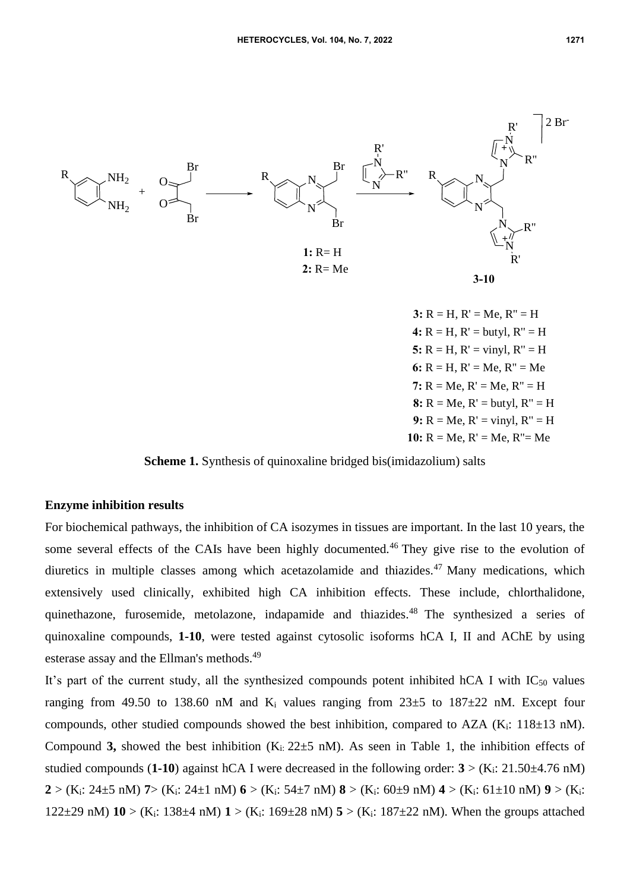**3:** R = H, R' = Me, R'' = H
**4:** R = H, R' = butyl, R'' = H
**5:** R = H, R' = vinyl, R'' = H
**6:** R = H, R' = Me, R'' = Me
**7:** R = Me, R' = Me, R'' = H
**8:** R = Me, R' = butyl, R'' = H
**9:** R = Me, R' = vinyl, R'' = H
**10:** R = Me, R' = Me, R''= Me

**Scheme 1.** Synthesis of quinoxaline bridged bis(imidazolium) salts

## Enzyme inhibition results

For biochemical pathways, the inhibition of CA isozymes in tissues are important. In the last 10 years, the some several effects of the CAIs have been highly documented.[46] They give rise to the evolution of diuretics in multiple classes among which acetazolamide and thiazides.[47] Many medications, which extensively used clinically, exhibited high CA inhibition effects. These include, chlorthalidone, quinethazone, furosemide, metolazone, indapamide and thiazides.[48] The synthesized a series of quinoxaline compounds, **1-10**, were tested against cytosolic isoforms hCA I, II and AChE by using esterase assay and the Ellman's methods.[49]

It's part of the current study, all the synthesized compounds potent inhibited hCA I with $IC_{50}$ values ranging from 49.50 to 138.60 nM and $K_i$ values ranging from 23±5 to 187±22 nM. Except four compounds, other studied compounds showed the best inhibition, compared to AZA ($K_i$: 118±13 nM). Compound **3,** showed the best inhibition ($K_i$: 22±5 nM). As seen in Table 1, the inhibition effects of studied compounds (**1-10**) against hCA I were decreased in the following order: **3** > ($K_i$: 21.50±4.76 nM) **2** > ($K_i$: 24±5 nM) **7**> ($K_i$: 24±1 nM) **6** > ($K_i$: 54±7 nM) **8** > ($K_i$: 60±9 nM) **4** > ($K_i$: 61±10 nM) **9** > ($K_i$: 122±29 nM) **10** > ($K_i$: 138±4 nM) **1** > ($K_i$: 169±28 nM) **5** > ($K_i$: 187±22 nM). When the groups attached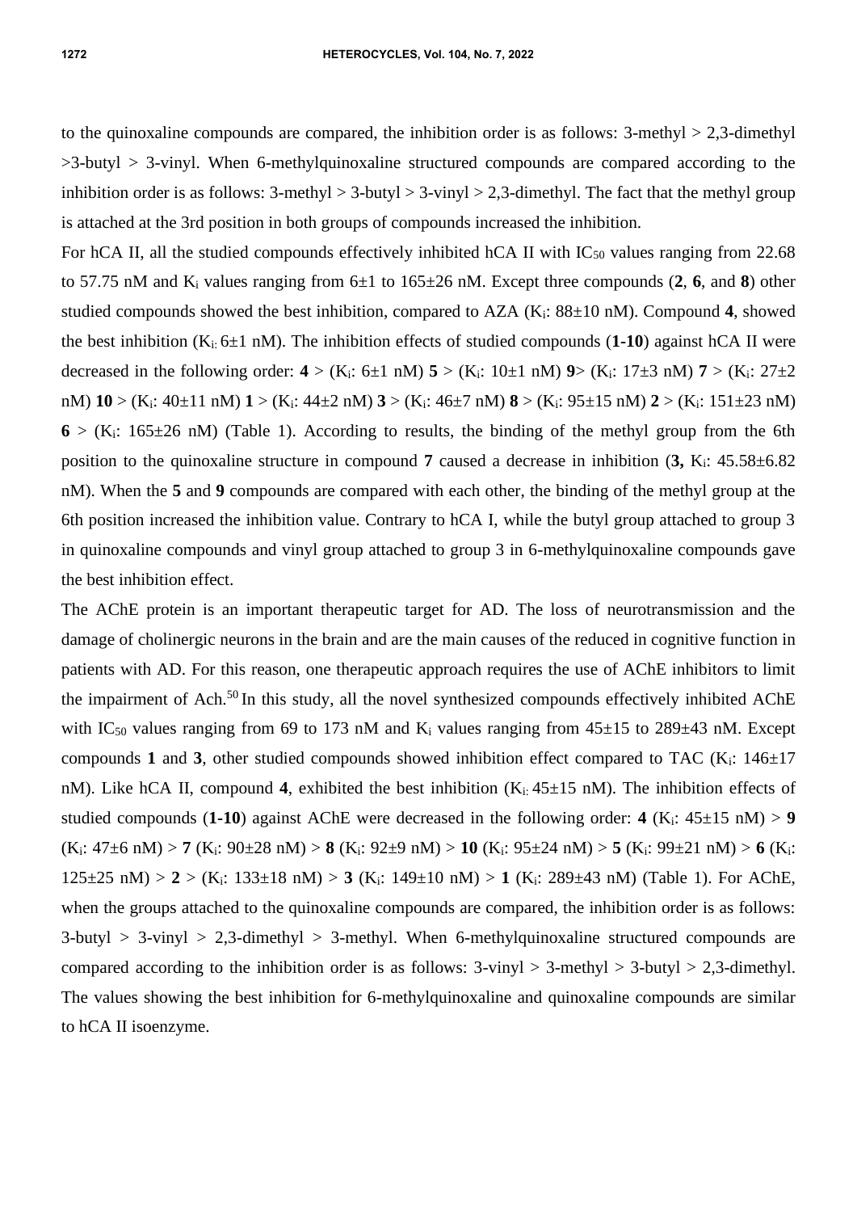to the quinoxaline compounds are compared, the inhibition order is as follows: 3-methyl > 2,3-dimethyl >3-butyl > 3-vinyl. When 6-methylquinoxaline structured compounds are compared according to the inhibition order is as follows: 3-methyl > 3-butyl > 3-vinyl > 2,3-dimethyl. The fact that the methyl group is attached at the 3rd position in both groups of compounds increased the inhibition.

For hCA II, all the studied compounds effectively inhibited hCA II with $IC_{50}$ values ranging from 22.68 to 57.75 nM and $K_i$ values ranging from 6±1 to 165±26 nM. Except three compounds (**2**, **6**, and **8**) other studied compounds showed the best inhibition, compared to AZA ($K_i$: 88±10 nM). Compound **4**, showed the best inhibition ($K_i$: 6±1 nM). The inhibition effects of studied compounds (**1-10**) against hCA II were decreased in the following order: **4** > ($K_i$: 6±1 nM) **5** > ($K_i$: 10±1 nM) **9**> ($K_i$: 17±3 nM) **7** > ($K_i$: 27±2 nM) **10** > ($K_i$: 40±11 nM) **1** > ($K_i$: 44±2 nM) **3** > ($K_i$: 46±7 nM) **8** > ($K_i$: 95±15 nM) **2** > ($K_i$: 151±23 nM) **6** > ($K_i$: 165±26 nM) (Table 1). According to results, the binding of the methyl group from the 6th position to the quinoxaline structure in compound **7** caused a decrease in inhibition (**3,** $K_i$: 45.58±6.82 nM). When the **5** and **9** compounds are compared with each other, the binding of the methyl group at the 6th position increased the inhibition value. Contrary to hCA I, while the butyl group attached to group 3 in quinoxaline compounds and vinyl group attached to group 3 in 6-methylquinoxaline compounds gave the best inhibition effect.

The AChE protein is an important therapeutic target for AD. The loss of neurotransmission and the damage of cholinergic neurons in the brain and are the main causes of the reduced in cognitive function in patients with AD. For this reason, one therapeutic approach requires the use of AChE inhibitors to limit the impairment of Ach.[50] In this study, all the novel synthesized compounds effectively inhibited AChE with $IC_{50}$ values ranging from 69 to 173 nM and $K_i$ values ranging from 45±15 to 289±43 nM. Except compounds **1** and **3**, other studied compounds showed inhibition effect compared to TAC ($K_i$: 146±17 nM). Like hCA II, compound **4**, exhibited the best inhibition ($K_i$: 45±15 nM). The inhibition effects of studied compounds (**1-10**) against AChE were decreased in the following order: **4** ($K_i$: 45±15 nM) > **9** ($K_i$: 47±6 nM) > **7** ($K_i$: 90±28 nM) > **8** ($K_i$: 92±9 nM) > **10** ($K_i$: 95±24 nM) > **5** ($K_i$: 99±21 nM) > **6** ($K_i$: 125±25 nM) > **2** > ($K_i$: 133±18 nM) > **3** ($K_i$: 149±10 nM) > **1** ($K_i$: 289±43 nM) (Table 1). For AChE, when the groups attached to the quinoxaline compounds are compared, the inhibition order is as follows: 3-butyl > 3-vinyl > 2,3-dimethyl > 3-methyl. When 6-methylquinoxaline structured compounds are compared according to the inhibition order is as follows: 3-vinyl > 3-methyl > 3-butyl > 2,3-dimethyl. The values showing the best inhibition for 6-methylquinoxaline and quinoxaline compounds are similar to hCA II isoenzyme.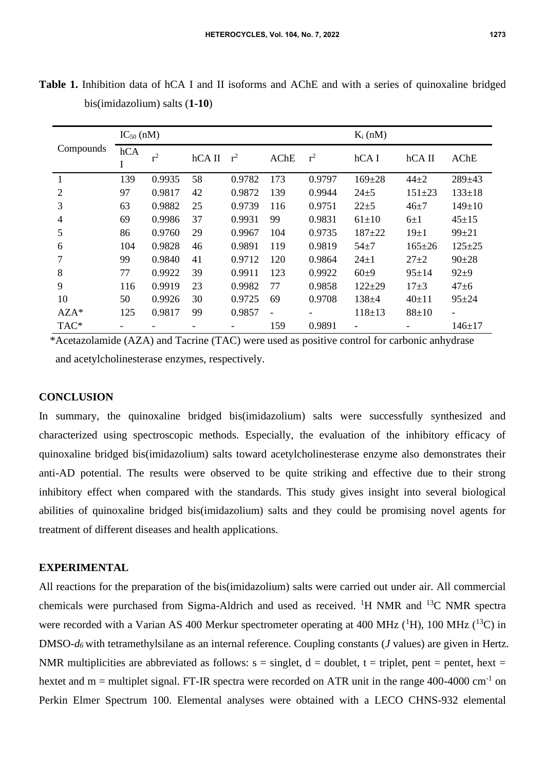**Table 1.** Inhibition data of hCA I and II isoforms and AChE and with a series of quinoxaline bridged bis(imidazolium) salts (**1-10**)

| Compounds | $IC_{50}$ (nM) | | | | | | $K_i$ (nM) | | |
|---|---|---|---|---|---|---|---|---|---|
| | hCA I | $r^2$ | hCA II | $r^2$ | AChE | $r^2$ | hCA I | hCA II | AChE |
| 1 | 139 | 0.9935 | 58 | 0.9782 | 173 | 0.9797 | 169±28 | 44±2 | 289±43 |
| 2 | 97 | 0.9817 | 42 | 0.9872 | 139 | 0.9944 | 24±5 | 151±23 | 133±18 |
| 3 | 63 | 0.9882 | 25 | 0.9739 | 116 | 0.9751 | 22±5 | 46±7 | 149±10 |
| 4 | 69 | 0.9986 | 37 | 0.9931 | 99 | 0.9831 | 61±10 | 6±1 | 45±15 |
| 5 | 86 | 0.9760 | 29 | 0.9967 | 104 | 0.9735 | 187±22 | 19±1 | 99±21 |
| 6 | 104 | 0.9828 | 46 | 0.9891 | 119 | 0.9819 | 54±7 | 165±26 | 125±25 |
| 7 | 99 | 0.9840 | 41 | 0.9712 | 120 | 0.9864 | 24±1 | 27±2 | 90±28 |
| 8 | 77 | 0.9922 | 39 | 0.9911 | 123 | 0.9922 | 60±9 | 95±14 | 92±9 |
| 9 | 116 | 0.9919 | 23 | 0.9982 | 77 | 0.9858 | 122±29 | 17±3 | 47±6 |
| 10 | 50 | 0.9926 | 30 | 0.9725 | 69 | 0.9708 | 138±4 | 40±11 | 95±24 |
| AZA* | 125 | 0.9817 | 99 | 0.9857 | - | - | 118±13 | 88±10 | - |
| TAC* | - | - | - | - | 159 | 0.9891 | - | - | 146±17 |

*Acetazolamide (AZA) and Tacrine (TAC) were used as positive control for carbonic anhydrase and acetylcholinesterase enzymes, respectively.

## CONCLUSION

In summary, the quinoxaline bridged bis(imidazolium) salts were successfully synthesized and characterized using spectroscopic methods. Especially, the evaluation of the inhibitory efficacy of quinoxaline bridged bis(imidazolium) salts toward acetylcholinesterase enzyme also demonstrates their anti-AD potential. The results were observed to be quite striking and effective due to their strong inhibitory effect when compared with the standards. This study gives insight into several biological abilities of quinoxaline bridged bis(imidazolium) salts and they could be promising novel agents for treatment of different diseases and health applications.

## EXPERIMENTAL

All reactions for the preparation of the bis(imidazolium) salts were carried out under air. All commercial chemicals were purchased from Sigma-Aldrich and used as received. $^1$H NMR and $^{13}$C NMR spectra were recorded with a Varian AS 400 Merkur spectrometer operating at 400 MHz ($^1$H), 100 MHz ($^{13}$C) in DMSO-$d_6$ with tetramethylsilane as an internal reference. Coupling constants (*J* values) are given in Hertz. NMR multiplicities are abbreviated as follows: s = singlet, d = doublet, t = triplet, pent = pentet, hext = hextet and m = multiplet signal. FT-IR spectra were recorded on ATR unit in the range 400-4000 cm$^{-1}$ on Perkin Elmer Spectrum 100. Elemental analyses were obtained with a LECO CHNS-932 elemental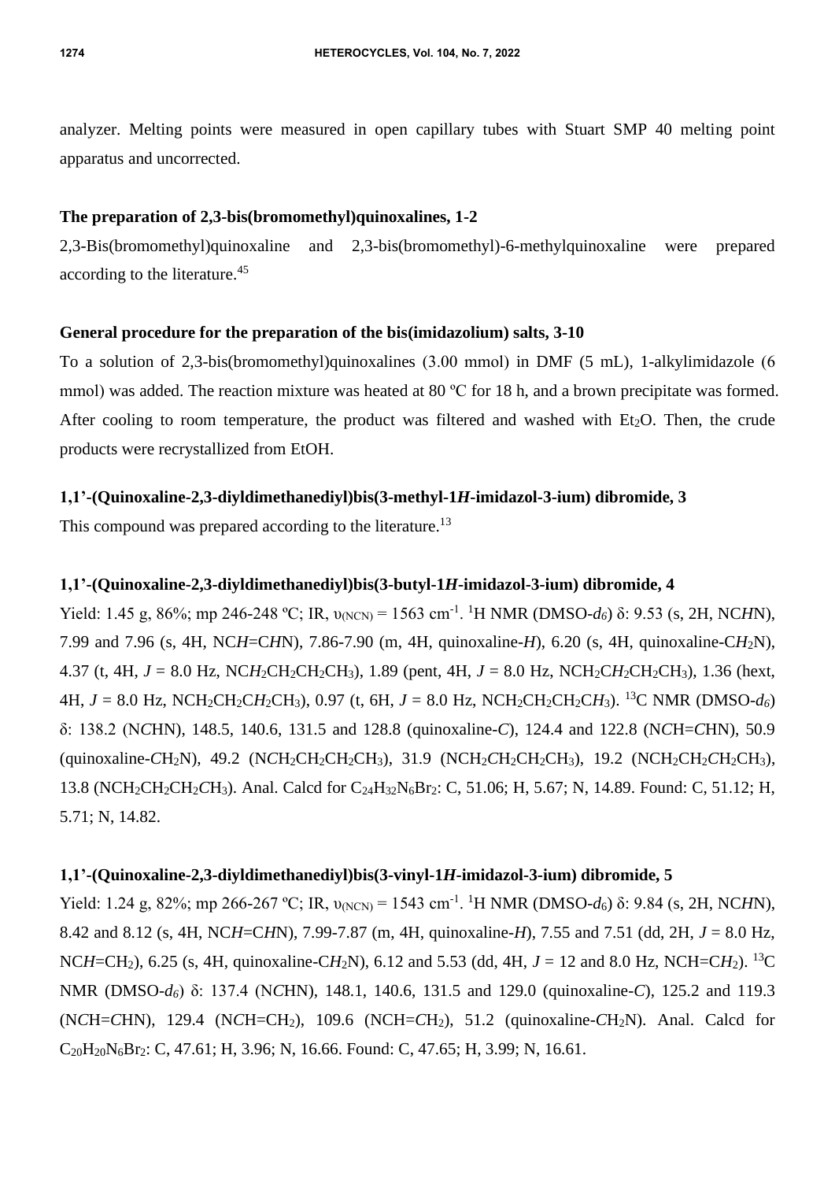analyzer. Melting points were measured in open capillary tubes with Stuart SMP 40 melting point apparatus and uncorrected.

**The preparation of 2,3-bis(bromomethyl)quinoxalines, 1-2**

2,3-Bis(bromomethyl)quinoxaline and 2,3-bis(bromomethyl)-6-methylquinoxaline were prepared according to the literature.[45]

**General procedure for the preparation of the bis(imidazolium) salts, 3-10**

To a solution of 2,3-bis(bromomethyl)quinoxalines (3.00 mmol) in DMF (5 mL), 1-alkylimidazole (6 mmol) was added. The reaction mixture was heated at 80 ºC for 18 h, and a brown precipitate was formed. After cooling to room temperature, the product was filtered and washed with $Et_2O$. Then, the crude products were recrystallized from EtOH.

**1,1'-(Quinoxaline-2,3-diyldimethanediyl)bis(3-methyl-1*H*-imidazol-3-ium) dibromide, 3**

This compound was prepared according to the literature.[13]

**1,1'-(Quinoxaline-2,3-diyldimethanediyl)bis(3-butyl-1*H*-imidazol-3-ium) dibromide, 4**

Yield: 1.45 g, 86%; mp 246-248 ºC; IR, $\upsilon_{(NCN)}$ = 1563 $cm^{-1}$. $^1H$ NMR (DMSO-$d_6$) δ: 9.53 (s, 2H, NC*H*N), 7.99 and 7.96 (s, 4H, NC*H*=C*H*N), 7.86-7.90 (m, 4H, quinoxaline-*H*), 6.20 (s, 4H, quinoxaline-C$H_2$N), 4.37 (t, 4H, *J* = 8.0 Hz, NC$H_2$CH$_2$CH$_2$CH$_3$), 1.89 (pent, 4H, *J* = 8.0 Hz, NCH$_2$C$H_2$CH$_2$CH$_3$), 1.36 (hext, 4H, *J* = 8.0 Hz, NCH$_2$CH$_2$C$H_2$CH$_3$), 0.97 (t, 6H, *J* = 8.0 Hz, NCH$_2$CH$_2$CH$_2$C$H_3$). $^{13}C$ NMR (DMSO-$d_6$) δ: 138.2 (N*C*HN), 148.5, 140.6, 131.5 and 128.8 (quinoxaline-*C*), 124.4 and 122.8 (N*C*H=*C*HN), 50.9 (quinoxaline-*C*H$_2$N), 49.2 (N*C*H$_2$CH$_2$CH$_2$CH$_3$), 31.9 (NCH$_2$*C*H$_2$CH$_2$CH$_3$), 19.2 (NCH$_2$CH$_2$*C*H$_2$CH$_3$), 13.8 (NCH$_2$CH$_2$CH$_2$*C*H$_3$). Anal. Calcd for $C_{24}H_{32}N_6Br_2$: C, 51.06; H, 5.67; N, 14.89. Found: C, 51.12; H, 5.71; N, 14.82.

**1,1'-(Quinoxaline-2,3-diyldimethanediyl)bis(3-vinyl-1*H*-imidazol-3-ium) dibromide, 5**

Yield: 1.24 g, 82%; mp 266-267 ºC; IR, $\upsilon_{(NCN)}$ = 1543 $cm^{-1}$. $^1H$ NMR (DMSO-$d_6$) δ: 9.84 (s, 2H, NC*H*N), 8.42 and 8.12 (s, 4H, NC*H*=C*H*N), 7.99-7.87 (m, 4H, quinoxaline-*H*), 7.55 and 7.51 (dd, 2H, *J* = 8.0 Hz, NC*H*=CH$_2$), 6.25 (s, 4H, quinoxaline-C$H_2$N), 6.12 and 5.53 (dd, 4H, *J* = 12 and 8.0 Hz, NCH=C$H_2$). $^{13}C$ NMR (DMSO-$d_6$) δ: 137.4 (N*C*HN), 148.1, 140.6, 131.5 and 129.0 (quinoxaline-*C*), 125.2 and 119.3 (N*C*H=*C*HN), 129.4 (N*C*H=CH$_2$), 109.6 (NCH=*C*H$_2$), 51.2 (quinoxaline-*C*H$_2$N). Anal. Calcd for $C_{20}H_{20}N_6Br_2$: C, 47.61; H, 3.96; N, 16.66. Found: C, 47.65; H, 3.99; N, 16.61.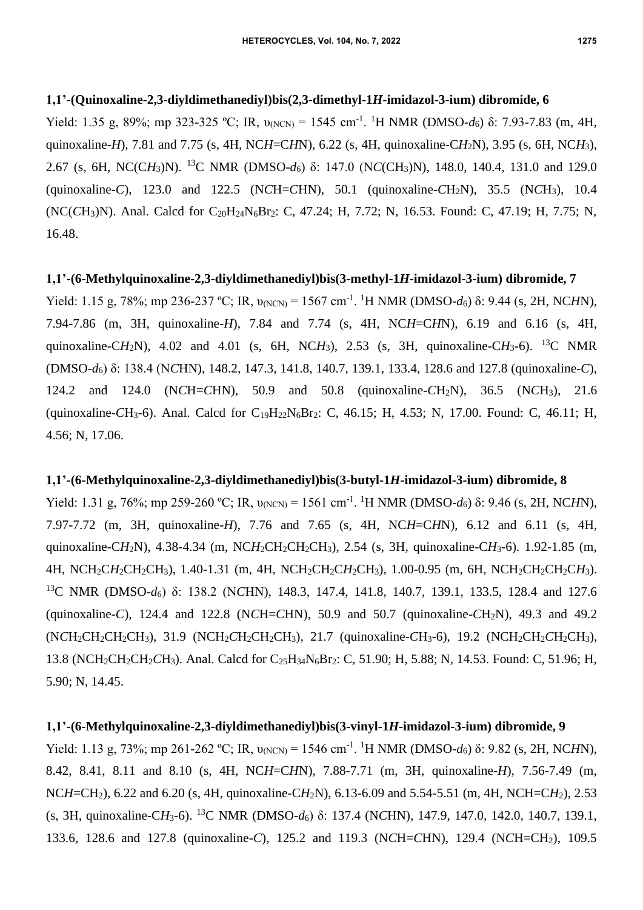**1,1'-(Quinoxaline-2,3-diyldimethanediyl)bis(2,3-dimethyl-1*H*-imidazol-3-ium) dibromide, 6**

Yield: 1.35 g, 89%; mp 323-325 ºC; IR, $\upsilon_{(NCN)}$ = 1545 cm$^{-1}$. $^{1}$H NMR (DMSO-$d_6$) δ: 7.93-7.83 (m, 4H, quinoxaline-*H*), 7.81 and 7.75 (s, 4H, NC*H*=C*H*N), 6.22 (s, 4H, quinoxaline-C$H_2$N), 3.95 (s, 6H, NC$H_3$), 2.67 (s, 6H, NC(C$H_3$)N). $^{13}$C NMR (DMSO-$d_6$) δ: 147.0 (N*C*(CH$_3$)N), 148.0, 140.4, 131.0 and 129.0 (quinoxaline-*C*), 123.0 and 122.5 (N*C*H=*C*HN), 50.1 (quinoxaline-*C*H$_2$N), 35.5 (N*C*H$_3$), 10.4 (NC(*C*H$_3$)N). Anal. Calcd for $C_{20}H_{24}N_6Br_2$: C, 47.24; H, 7.72; N, 16.53. Found: C, 47.19; H, 7.75; N, 16.48.

**1,1'-(6-Methylquinoxaline-2,3-diyldimethanediyl)bis(3-methyl-1*H*-imidazol-3-ium) dibromide, 7**

Yield: 1.15 g, 78%; mp 236-237 ºC; IR, $\upsilon_{(NCN)}$ = 1567 cm$^{-1}$. $^{1}$H NMR (DMSO-$d_6$) δ: 9.44 (s, 2H, NC*H*N), 7.94-7.86 (m, 3H, quinoxaline-*H*), 7.84 and 7.74 (s, 4H, NC*H*=C*H*N), 6.19 and 6.16 (s, 4H, quinoxaline-C$H_2$N), 4.02 and 4.01 (s, 6H, NC$H_3$), 2.53 (s, 3H, quinoxaline-C$H_3$-6). $^{13}$C NMR (DMSO-$d_6$) δ: 138.4 (N*C*HN), 148.2, 147.3, 141.8, 140.7, 139.1, 133.4, 128.6 and 127.8 (quinoxaline-*C*), 124.2 and 124.0 (N*C*H=*C*HN), 50.9 and 50.8 (quinoxaline-*C*H$_2$N), 36.5 (N*C*H$_3$), 21.6 (quinoxaline-*C*H$_3$-6). Anal. Calcd for $C_{19}H_{22}N_6Br_2$: C, 46.15; H, 4.53; N, 17.00. Found: C, 46.11; H, 4.56; N, 17.06.

**1,1'-(6-Methylquinoxaline-2,3-diyldimethanediyl)bis(3-butyl-1*H*-imidazol-3-ium) dibromide, 8**

Yield: 1.31 g, 76%; mp 259-260 ºC; IR, $\upsilon_{(NCN)}$ = 1561 cm$^{-1}$. $^{1}$H NMR (DMSO-$d_6$) δ: 9.46 (s, 2H, NC*H*N), 7.97-7.72 (m, 3H, quinoxaline-*H*), 7.76 and 7.65 (s, 4H, NC*H*=C*H*N), 6.12 and 6.11 (s, 4H, quinoxaline-C$H_2$N), 4.38-4.34 (m, NC$H_2$CH$_2$CH$_2$CH$_3$), 2.54 (s, 3H, quinoxaline-C$H_3$-6). 1.92-1.85 (m, 4H, NCH$_2$C$H_2$CH$_2$CH$_3$), 1.40-1.31 (m, 4H, NCH$_2$CH$_2$C$H_2$CH$_3$), 1.00-0.95 (m, 6H, NCH$_2$CH$_2$CH$_2$C$H_3$). $^{13}$C NMR (DMSO-$d_6$) δ: 138.2 (N*C*HN), 148.3, 147.4, 141.8, 140.7, 139.1, 133.5, 128.4 and 127.6 (quinoxaline-*C*), 124.4 and 122.8 (N*C*H=*C*HN), 50.9 and 50.7 (quinoxaline-*C*H$_2$N), 49.3 and 49.2 (N*C*H$_2$CH$_2$CH$_2$CH$_3$), 31.9 (NCH$_2$*C*H$_2$CH$_2$CH$_3$), 21.7 (quinoxaline-*C*H$_3$-6), 19.2 (NCH$_2$CH$_2$*C*H$_2$CH$_3$), 13.8 (NCH$_2$CH$_2$CH$_2$*C*H$_3$). Anal. Calcd for $C_{25}H_{34}N_6Br_2$: C, 51.90; H, 5.88; N, 14.53. Found: C, 51.96; H, 5.90; N, 14.45.

**1,1'-(6-Methylquinoxaline-2,3-diyldimethanediyl)bis(3-vinyl-1*H*-imidazol-3-ium) dibromide, 9**

Yield: 1.13 g, 73%; mp 261-262 ºC; IR, $\upsilon_{(NCN)}$ = 1546 cm$^{-1}$. $^{1}$H NMR (DMSO-$d_6$) δ: 9.82 (s, 2H, NC*H*N), 8.42, 8.41, 8.11 and 8.10 (s, 4H, NC*H*=C*H*N), 7.88-7.71 (m, 3H, quinoxaline-*H*), 7.56-7.49 (m, NC*H*=CH$_2$), 6.22 and 6.20 (s, 4H, quinoxaline-C$H_2$N), 6.13-6.09 and 5.54-5.51 (m, 4H, NCH=C$H_2$), 2.53 (s, 3H, quinoxaline-C$H_3$-6). $^{13}$C NMR (DMSO-$d_6$) δ: 137.4 (N*C*HN), 147.9, 147.0, 142.0, 140.7, 139.1, 133.6, 128.6 and 127.8 (quinoxaline-*C*), 125.2 and 119.3 (N*C*H=*C*HN), 129.4 (N*C*H=CH$_2$), 109.5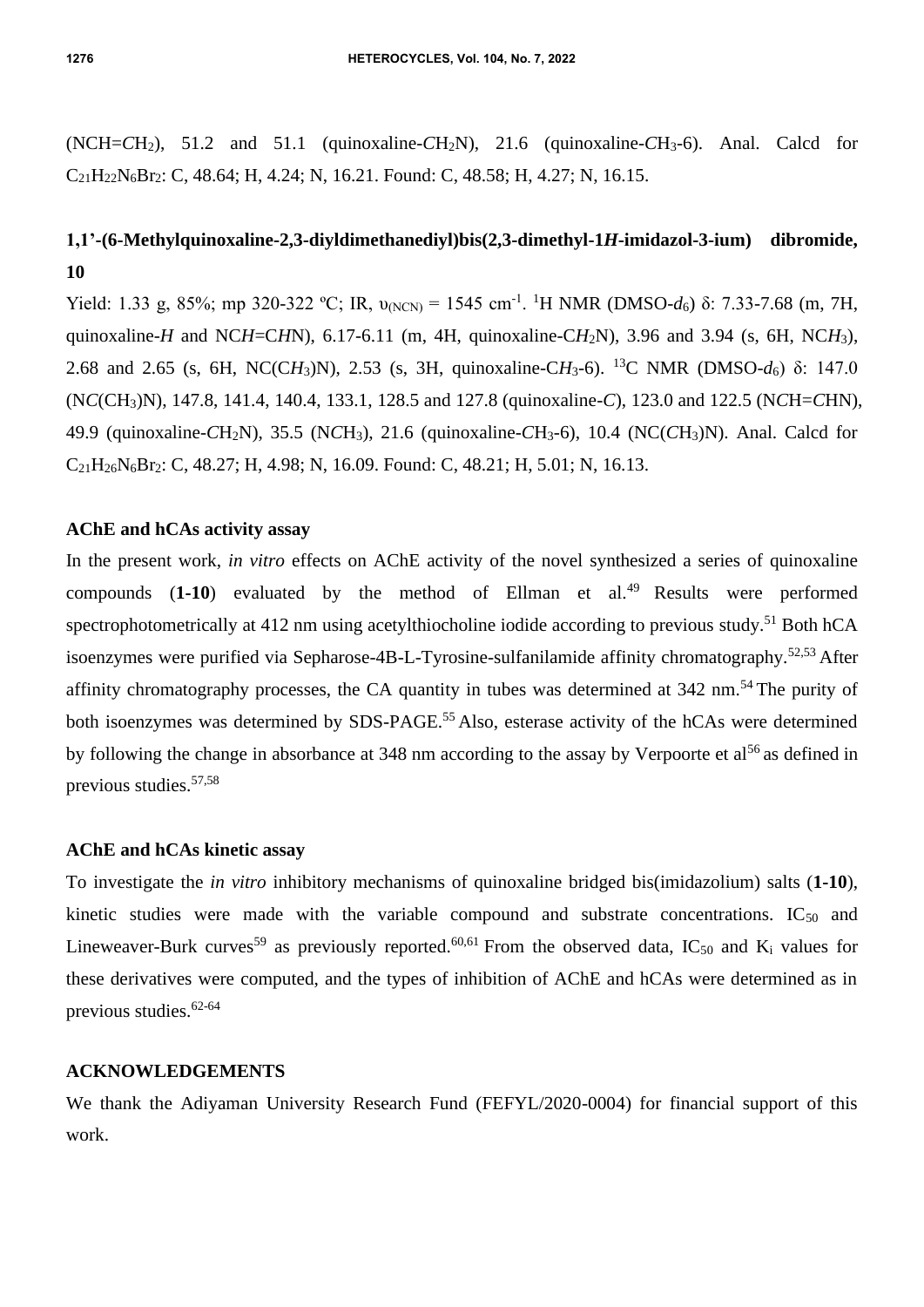(NCH=$CH_2$), 51.2 and 51.1 (quinoxaline-$CH_2$N), 21.6 (quinoxaline-$CH_3$-6). Anal. Calcd for $C_{21}H_{22}N_6Br_2$: C, 48.64; H, 4.24; N, 16.21. Found: C, 48.58; H, 4.27; N, 16.15.

**1,1'-(6-Methylquinoxaline-2,3-diyldimethanediyl)bis(2,3-dimethyl-1*H*-imidazol-3-ium) dibromide, 10**

Yield: 1.33 g, 85%; mp 320-322 ºC; IR, $\upsilon_{(NCN)}$ = 1545 $cm^{-1}$. $^1$H NMR (DMSO-$d_6$) δ: 7.33-7.68 (m, 7H, quinoxaline-*H* and NC*H*=C*H*N), 6.17-6.11 (m, 4H, quinoxaline-C$H_2$N), 3.96 and 3.94 (s, 6H, NC$H_3$), 2.68 and 2.65 (s, 6H, NC(C$H_3$)N), 2.53 (s, 3H, quinoxaline-C$H_3$-6). $^{13}$C NMR (DMSO-$d_6$) δ: 147.0 (N*C*(CH$_3$)N), 147.8, 141.4, 140.4, 133.1, 128.5 and 127.8 (quinoxaline-*C*), 123.0 and 122.5 (N*C*H=*C*HN), 49.9 (quinoxaline-*C*H$_2$N), 35.5 (N*C*H$_3$), 21.6 (quinoxaline-*C*H$_3$-6), 10.4 (NC(*C*H$_3$)N). Anal. Calcd for $C_{21}H_{26}N_6Br_2$: C, 48.27; H, 4.98; N, 16.09. Found: C, 48.21; H, 5.01; N, 16.13.

## AChE and hCAs activity assay

In the present work, *in vitro* effects on AChE activity of the novel synthesized a series of quinoxaline compounds (**1-10**) evaluated by the method of Ellman et al.[49] Results were performed spectrophotometrically at 412 nm using acetylthiocholine iodide according to previous study.[51] Both hCA isoenzymes were purified via Sepharose-4B-L-Tyrosine-sulfanilamide affinity chromatography.[52,53] After affinity chromatography processes, the CA quantity in tubes was determined at 342 nm.[54] The purity of both isoenzymes was determined by SDS-PAGE.[55] Also, esterase activity of the hCAs were determined by following the change in absorbance at 348 nm according to the assay by Verpoorte et al[56] as defined in previous studies.[57,58]

## AChE and hCAs kinetic assay

To investigate the *in vitro* inhibitory mechanisms of quinoxaline bridged bis(imidazolium) salts (**1-10**), kinetic studies were made with the variable compound and substrate concentrations. $IC_{50}$ and Lineweaver-Burk curves[59] as previously reported.[60,61] From the observed data, $IC_{50}$ and $K_i$ values for these derivatives were computed, and the types of inhibition of AChE and hCAs were determined as in previous studies.[62-64]

## ACKNOWLEDGEMENTS

We thank the Adiyaman University Research Fund (FEFYL/2020-0004) for financial support of this work.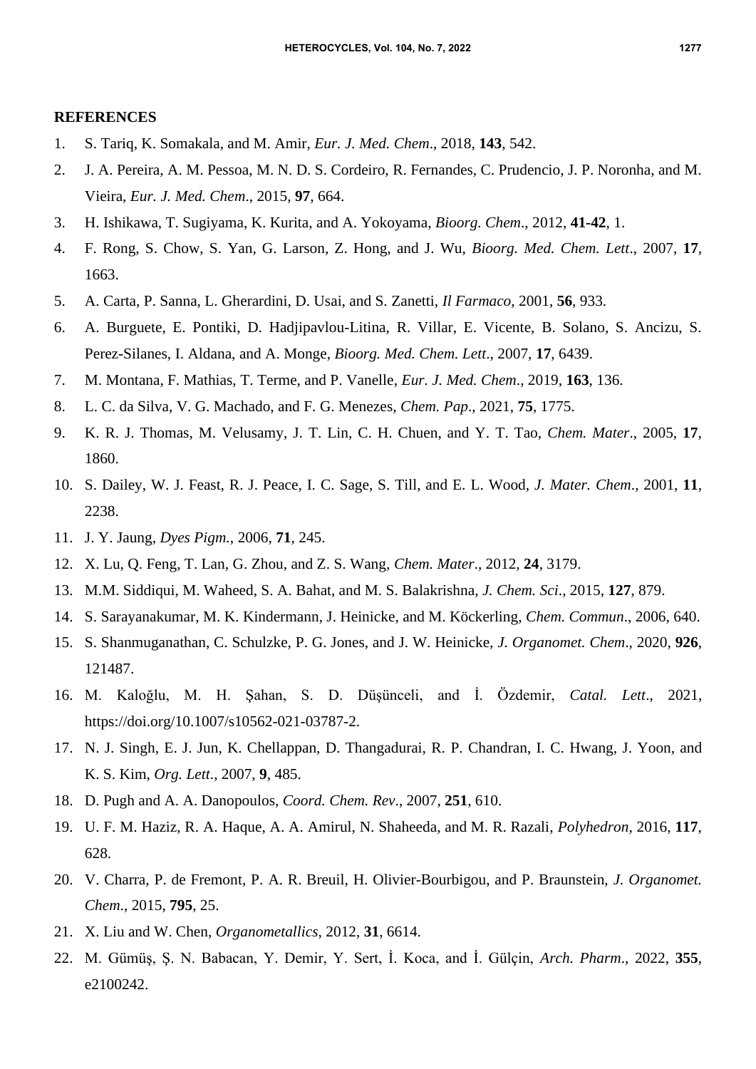## REFERENCES

1. S. Tariq, K. Somakala, and M. Amir, *Eur. J. Med. Chem*., 2018, **143**, 542.
2. J. A. Pereira, A. M. Pessoa, M. N. D. S. Cordeiro, R. Fernandes, C. Prudencio, J. P. Noronha, and M. Vieira, *Eur. J. Med. Chem*., 2015, **97**, 664.
3. H. Ishikawa, T. Sugiyama, K. Kurita, and A. Yokoyama, *Bioorg. Chem*., 2012, **41-42**, 1.
4. F. Rong, S. Chow, S. Yan, G. Larson, Z. Hong, and J. Wu, *Bioorg. Med. Chem. Lett*., 2007, **17**, 1663.
5. A. Carta, P. Sanna, L. Gherardini, D. Usai, and S. Zanetti, *Il Farmaco*, 2001, **56**, 933.
6. A. Burguete, E. Pontiki, D. Hadjipavlou-Litina, R. Villar, E. Vicente, B. Solano, S. Ancizu, S. Perez-Silanes, I. Aldana, and A. Monge, *Bioorg. Med. Chem. Lett*., 2007, **17**, 6439.
7. M. Montana, F. Mathias, T. Terme, and P. Vanelle, *Eur. J. Med. Chem*., 2019, **163**, 136.
8. L. C. da Silva, V. G. Machado, and F. G. Menezes, *Chem. Pap*., 2021, **75**, 1775.
9. K. R. J. Thomas, M. Velusamy, J. T. Lin, C. H. Chuen, and Y. T. Tao, *Chem. Mater*., 2005, **17**, 1860.
10. S. Dailey, W. J. Feast, R. J. Peace, I. C. Sage, S. Till, and E. L. Wood, *J. Mater. Chem*., 2001, **11**, 2238.
11. J. Y. Jaung, *Dyes Pigm.*, 2006, **71**, 245.
12. X. Lu, Q. Feng, T. Lan, G. Zhou, and Z. S. Wang, *Chem. Mater*., 2012, **24**, 3179.
13. M.M. Siddiqui, M. Waheed, S. A. Bahat, and M. S. Balakrishna, *J. Chem. Sci*., 2015, **127**, 879.
14. S. Sarayanakumar, M. K. Kindermann, J. Heinicke, and M. Köckerling, *Chem. Commun*., 2006, 640.
15. S. Shanmuganathan, C. Schulzke, P. G. Jones, and J. W. Heinicke, *J. Organomet. Chem*., 2020, **926**, 121487.
16. M. Kaloğlu, M. H. Şahan, S. D. Düşünceli, and İ. Özdemir, *Catal. Lett*., 2021, https://doi.org/10.1007/s10562-021-03787-2.
17. N. J. Singh, E. J. Jun, K. Chellappan, D. Thangadurai, R. P. Chandran, I. C. Hwang, J. Yoon, and K. S. Kim, *Org. Lett*., 2007, **9**, 485.
18. D. Pugh and A. A. Danopoulos, *Coord. Chem. Rev*., 2007, **251**, 610.
19. U. F. M. Haziz, R. A. Haque, A. A. Amirul, N. Shaheeda, and M. R. Razali, *Polyhedron*, 2016, **117**, 628.
20. V. Charra, P. de Fremont, P. A. R. Breuil, H. Olivier-Bourbigou, and P. Braunstein, *J. Organomet. Chem*., 2015, **795**, 25.
21. X. Liu and W. Chen, *Organometallics*, 2012, **31**, 6614.
22. M. Gümüş, Ş. N. Babacan, Y. Demir, Y. Sert, İ. Koca, and İ. Gülçin, *Arch. Pharm*., 2022, **355**, e2100242.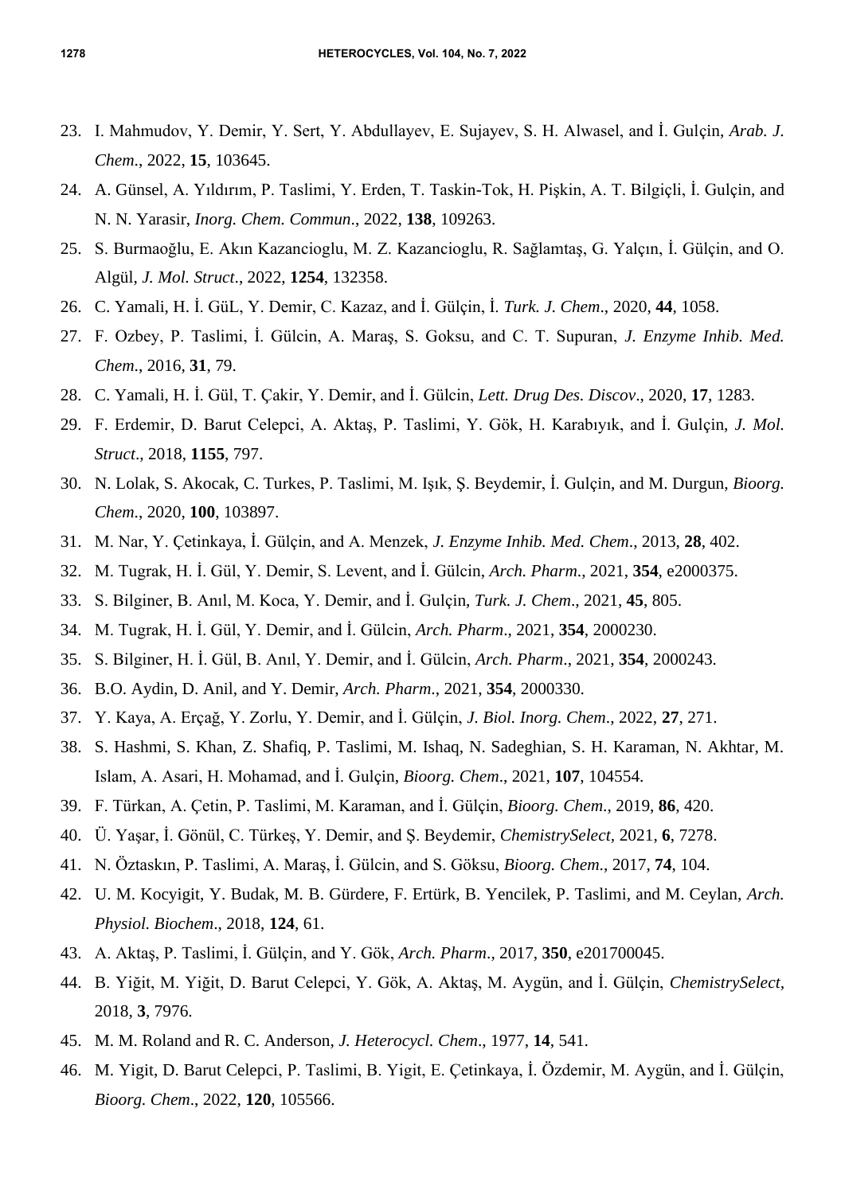23. I. Mahmudov, Y. Demir, Y. Sert, Y. Abdullayev, E. Sujayev, S. H. Alwasel, and İ. Gulçin, *Arab. J. Chem.*, 2022, **15**, 103645.
24. A. Günsel, A. Yıldırım, P. Taslimi, Y. Erden, T. Taskin-Tok, H. Pişkin, A. T. Bilgiçli, İ. Gulçin, and N. N. Yarasir, *Inorg. Chem. Commun*., 2022, **138**, 109263.
25. S. Burmaoğlu, E. Akın Kazancioglu, M. Z. Kazancioglu, R. Sağlamtaş, G. Yalçın, İ. Gülçin, and O. Algül, *J. Mol. Struct*., 2022, **1254**, 132358.
26. C. Yamali, H. İ. GüL, Y. Demir, C. Kazaz, and İ. Gülçin, İ. *Turk. J. Chem*., 2020, **44**, 1058.
27. F. Ozbey, P. Taslimi, İ. Gülcin, A. Maraş, S. Goksu, and C. T. Supuran, *J. Enzyme Inhib. Med. Chem*., 2016, **31**, 79.
28. C. Yamali, H. İ. Gül, T. Çakir, Y. Demir, and İ. Gülcin, *Lett. Drug Des. Discov*., 2020, **17**, 1283.
29. F. Erdemir, D. Barut Celepci, A. Aktaş, P. Taslimi, Y. Gök, H. Karabıyık, and İ. Gulçin, *J. Mol. Struct*., 2018, **1155**, 797.
30. N. Lolak, S. Akocak, C. Turkes, P. Taslimi, M. Işık, Ş. Beydemir, İ. Gulçin, and M. Durgun, *Bioorg. Chem*., 2020, **100**, 103897.
31. M. Nar, Y. Çetinkaya, İ. Gülçin, and A. Menzek, *J. Enzyme Inhib. Med. Chem*., 2013, **28**, 402.
32. M. Tugrak, H. İ. Gül, Y. Demir, S. Levent, and İ. Gülcin, *Arch. Pharm*., 2021, **354**, e2000375.
33. S. Bilginer, B. Anıl, M. Koca, Y. Demir, and İ. Gulçin, *Turk. J. Chem*., 2021, **45**, 805.
34. M. Tugrak, H. İ. Gül, Y. Demir, and İ. Gülcin, *Arch. Pharm*., 2021, **354**, 2000230.
35. S. Bilginer, H. İ. Gül, B. Anıl, Y. Demir, and İ. Gülcin, *Arch. Pharm*., 2021, **354**, 2000243.
36. B.O. Aydin, D. Anil, and Y. Demir, *Arch. Pharm*., 2021, **354**, 2000330.
37. Y. Kaya, A. Erçağ, Y. Zorlu, Y. Demir, and İ. Gülçin, *J. Biol. Inorg. Chem*., 2022, **27**, 271.
38. S. Hashmi, S. Khan, Z. Shafiq, P. Taslimi, M. Ishaq, N. Sadeghian, S. H. Karaman, N. Akhtar, M. Islam, A. Asari, H. Mohamad, and İ. Gulçin, *Bioorg. Chem*., 2021, **107**, 104554.
39. F. Türkan, A. Çetin, P. Taslimi, M. Karaman, and İ. Gülçin, *Bioorg. Chem*., 2019, **86**, 420.
40. Ü. Yaşar, İ. Gönül, C. Türkeş, Y. Demir, and Ş. Beydemir, *ChemistrySelect*, 2021, **6**, 7278.
41. N. Öztaskın, P. Taslimi, A. Maraş, İ. Gülcin, and S. Göksu, *Bioorg. Chem*., 2017, **74**, 104.
42. U. M. Kocyigit, Y. Budak, M. B. Gürdere, F. Ertürk, B. Yencilek, P. Taslimi, and M. Ceylan, *Arch. Physiol. Biochem*., 2018, **124**, 61.
43. A. Aktaş, P. Taslimi, İ. Gülçin, and Y. Gök, *Arch. Pharm*., 2017, **350**, e201700045.
44. B. Yiğit, M. Yiğit, D. Barut Celepci, Y. Gök, A. Aktaş, M. Aygün, and İ. Gülçin, *ChemistrySelect*, 2018, **3**, 7976.
45. M. M. Roland and R. C. Anderson, *J. Heterocycl. Chem*., 1977, **14**, 541.
46. M. Yigit, D. Barut Celepci, P. Taslimi, B. Yigit, E. Çetinkaya, İ. Özdemir, M. Aygün, and İ. Gülçin, *Bioorg. Chem*., 2022, **120**, 105566.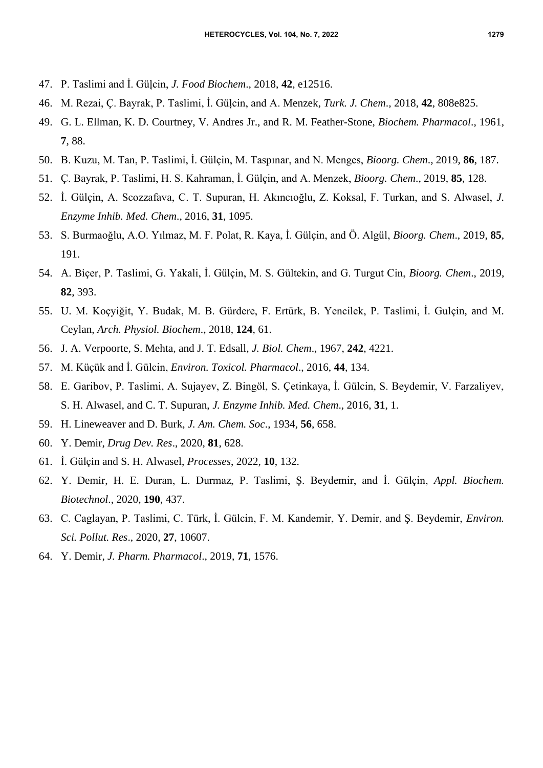47. P. Taslimi and İ. Güḷcin, *J. Food Biochem*., 2018, **42**, e12516.
46. M. Rezai, Ç. Bayrak, P. Taslimi, İ. Güḷcin, and A. Menzek, *Turk. J. Chem*., 2018, **42**, 808e825.
49. G. L. Ellman, K. D. Courtney, V. Andres Jr., and R. M. Feather-Stone, *Biochem. Pharmacol*., 1961, **7**, 88.
50. B. Kuzu, M. Tan, P. Taslimi, İ. Gülçin, M. Taspınar, and N. Menges, *Bioorg. Chem*., 2019, **86**, 187.
51. Ç. Bayrak, P. Taslimi, H. S. Kahraman, İ. Gülçin, and A. Menzek, *Bioorg. Chem*., 2019, **85**, 128.
52. İ. Gülçin, A. Scozzafava, C. T. Supuran, H. Akıncıoğlu, Z. Koksal, F. Turkan, and S. Alwasel, *J. Enzyme Inhib. Med. Chem*., 2016, **31**, 1095.
53. S. Burmaoğlu, A.O. Yılmaz, M. F. Polat, R. Kaya, İ. Gülçin, and Ö. Algül, *Bioorg. Chem*., 2019, **85**, 191.
54. A. Biçer, P. Taslimi, G. Yakali, İ. Gülçin, M. S. Gültekin, and G. Turgut Cin, *Bioorg. Chem*., 2019, **82**, 393.
55. U. M. Koçyiğit, Y. Budak, M. B. Gürdere, F. Ertürk, B. Yencilek, P. Taslimi, İ. Gulçin, and M. Ceylan, *Arch. Physiol. Biochem*., 2018, **124**, 61.
56. J. A. Verpoorte, S. Mehta, and J. T. Edsall, *J. Biol. Chem*., 1967, **242**, 4221.
57. M. Küçük and İ. Gülcin, *Environ. Toxicol. Pharmacol*., 2016, **44**, 134.
58. E. Garibov, P. Taslimi, A. Sujayev, Z. Bingöl, S. Çetinkaya, İ. Gülcin, S. Beydemir, V. Farzaliyev, S. H. Alwasel, and C. T. Supuran, *J. Enzyme Inhib. Med. Chem*., 2016, **31**, 1.
59. H. Lineweaver and D. Burk, *J. Am. Chem. Soc*., 1934, **56**, 658.
60. Y. Demir, *Drug Dev. Res*., 2020, **81**, 628.
61. İ. Gülçin and S. H. Alwasel, *Processes*, 2022, **10**, 132.
62. Y. Demir, H. E. Duran, L. Durmaz, P. Taslimi, Ş. Beydemir, and İ. Gülçin, *Appl. Biochem. Biotechnol*., 2020, **190**, 437.
63. C. Caglayan, P. Taslimi, C. Türk, İ. Gülcin, F. M. Kandemir, Y. Demir, and Ş. Beydemir, *Environ. Sci. Pollut. Res*., 2020, **27**, 10607.
64. Y. Demir, *J. Pharm. Pharmacol*., 2019, **71**, 1576.